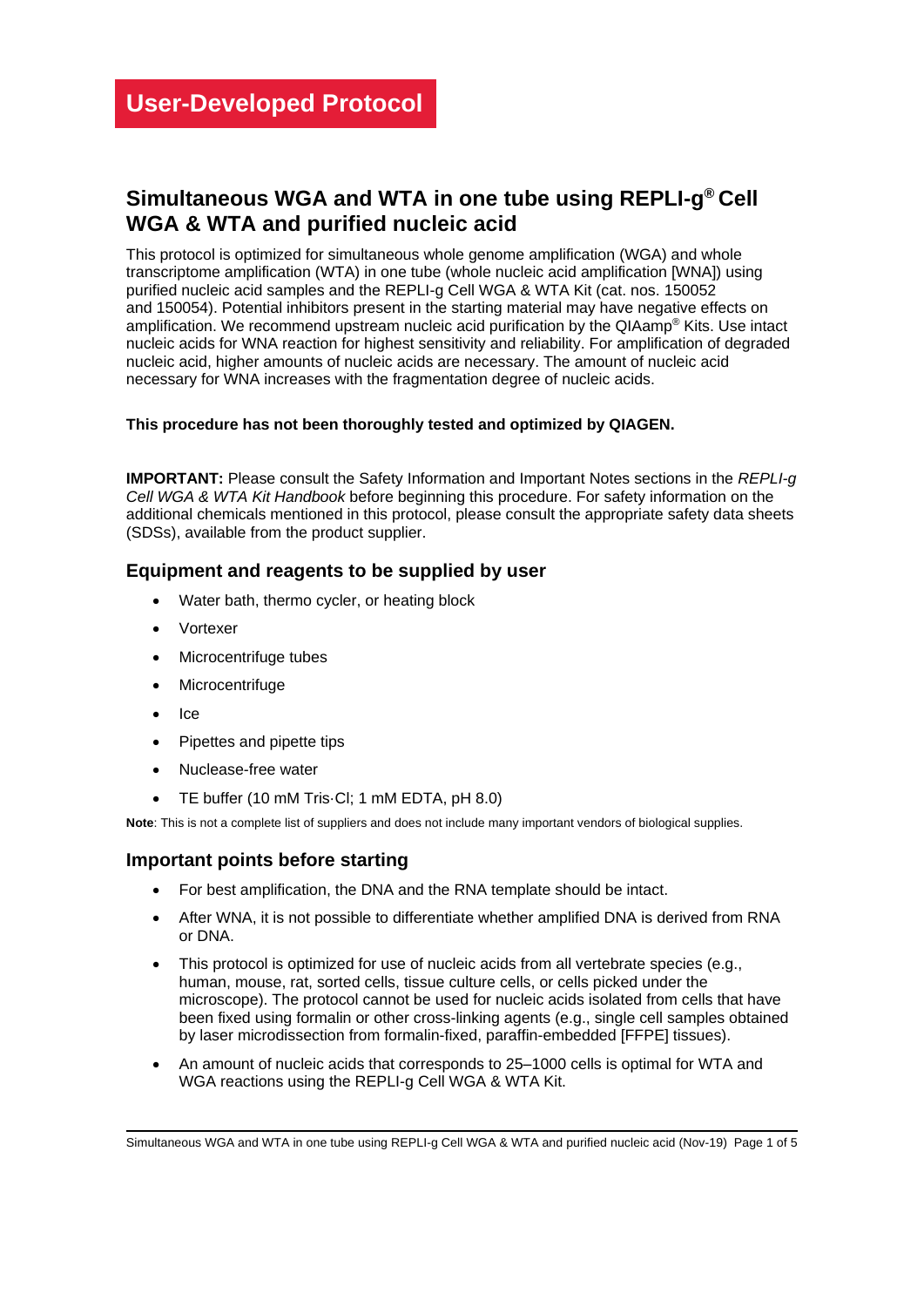**User-Developed Protocol**

# Simultaneous WGA and WTA in one tube using REPLI-g® Cell WGA & WTA and purified nucleic acid

This protocol is optimized for simultaneous whole genome amplification (WGA) and whole transcriptome amplification (WTA) in one tube (whole nucleic acid amplification [WNA]) using purified nucleic acid samples and the REPLI-g Cell WGA & WTA Kit (cat. nos. 150052 and 150054). Potential inhibitors present in the starting material may have negative effects on amplification. We recommend upstream nucleic acid purification by the QIAamp® Kits. Use intact nucleic acids for WNA reaction for highest sensitivity and reliability. For amplification of degraded nucleic acid, higher amounts of nucleic acids are necessary. The amount of nucleic acid necessary for WNA increases with the fragmentation degree of nucleic acids.

**This procedure has not been thoroughly tested and optimized by QIAGEN.**

**IMPORTANT:** Please consult the Safety Information and Important Notes sections in the *REPLI-g Cell WGA & WTA Kit Handbook* before beginning this procedure. For safety information on the additional chemicals mentioned in this protocol, please consult the appropriate safety data sheets (SDSs), available from the product supplier.

## Equipment and reagents to be supplied by user

- Water bath, thermo cycler, or heating block
- Vortexer
- Microcentrifuge tubes
- Microcentrifuge
- Ice
- Pipettes and pipette tips
- Nuclease-free water
- TE buffer (10 mM Tris·Cl; 1 mM EDTA, pH 8.0)

**Note**: This is not a complete list of suppliers and does not include many important vendors of biological supplies.

## Important points before starting

- For best amplification, the DNA and the RNA template should be intact.
- After WNA, it is not possible to differentiate whether amplified DNA is derived from RNA or DNA.
- This protocol is optimized for use of nucleic acids from all vertebrate species (e.g., human, mouse, rat, sorted cells, tissue culture cells, or cells picked under the microscope). The protocol cannot be used for nucleic acids isolated from cells that have been fixed using formalin or other cross-linking agents (e.g., single cell samples obtained by laser microdissection from formalin-fixed, paraffin-embedded [FFPE] tissues).
- An amount of nucleic acids that corresponds to 25–1000 cells is optimal for WTA and WGA reactions using the REPLI-g Cell WGA & WTA Kit.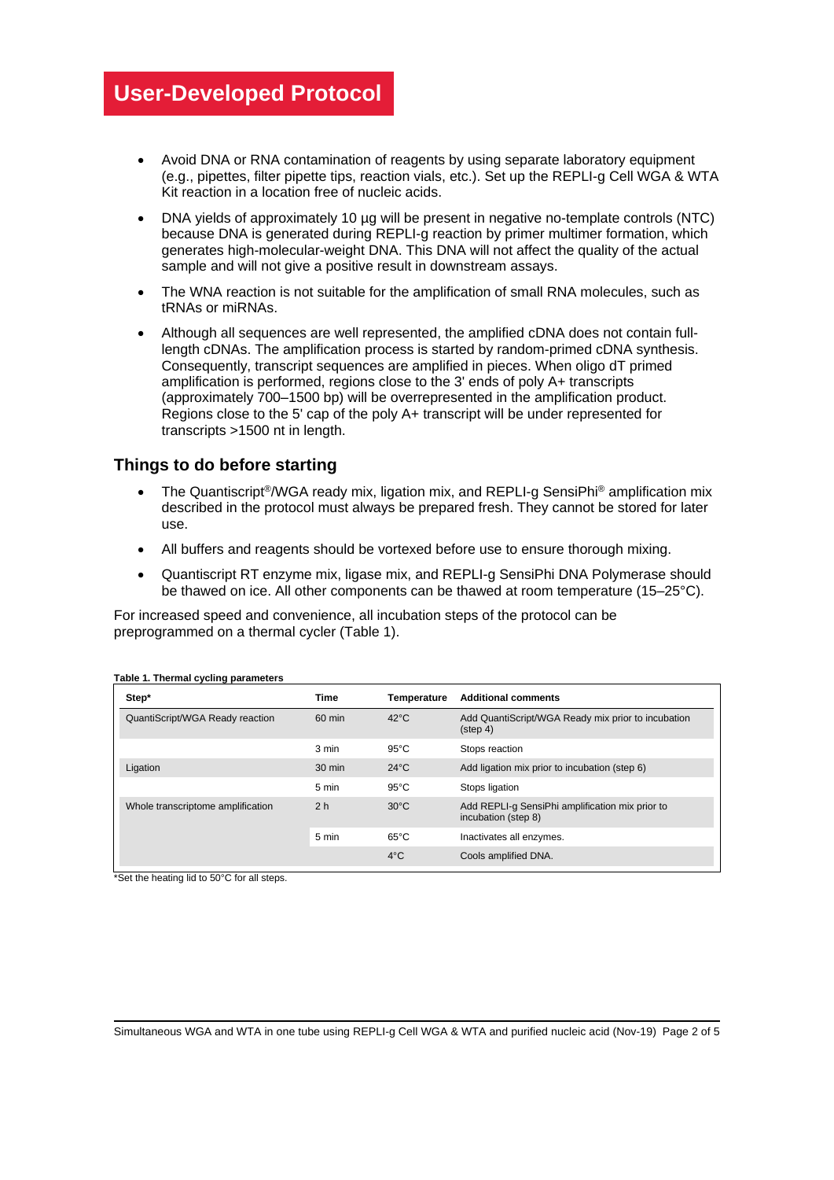# User-Developed Protocol

- Avoid DNA or RNA contamination of reagents by using separate laboratory equipment (e.g., pipettes, filter pipette tips, reaction vials, etc.). Set up the REPLI-g Cell WGA & WTA Kit reaction in a location free of nucleic acids.
- DNA yields of approximately 10 µg will be present in negative no-template controls (NTC) because DNA is generated during REPLI-g reaction by primer multimer formation, which generates high-molecular-weight DNA. This DNA will not affect the quality of the actual sample and will not give a positive result in downstream assays.
- The WNA reaction is not suitable for the amplification of small RNA molecules, such as tRNAs or miRNAs.
- Although all sequences are well represented, the amplified cDNA does not contain full-length cDNAs. The amplification process is started by random-primed cDNA synthesis. Consequently, transcript sequences are amplified in pieces. When oligo dT primed amplification is performed, regions close to the 3' ends of poly A+ transcripts (approximately 700–1500 bp) will be overrepresented in the amplification product. Regions close to the 5' cap of the poly A+ transcript will be under represented for transcripts >1500 nt in length.

## Things to do before starting

- The Quantiscript®/WGA ready mix, ligation mix, and REPLI-g SensiPhi® amplification mix described in the protocol must always be prepared fresh. They cannot be stored for later use.
- All buffers and reagents should be vortexed before use to ensure thorough mixing.
- Quantiscript RT enzyme mix, ligase mix, and REPLI-g SensiPhi DNA Polymerase should be thawed on ice. All other components can be thawed at room temperature (15–25°C).

For increased speed and convenience, all incubation steps of the protocol can be preprogrammed on a thermal cycler (Table 1).

**Table 1. Thermal cycling parameters**

| Step* | Time | Temperature | Additional comments |
|---|---|---|---|
| QuantiScript/WGA Ready reaction | 60 min | 42°C | Add QuantiScript/WGA Ready mix prior to incubation (step 4) |
| | 3 min | 95°C | Stops reaction |
| Ligation | 30 min | 24°C | Add ligation mix prior to incubation (step 6) |
| | 5 min | 95°C | Stops ligation |
| Whole transcriptome amplification | 2 h | 30°C | Add REPLI-g SensiPhi amplification mix prior to incubation (step 8) |
| | 5 min | 65°C | Inactivates all enzymes. |
| | | 4°C | Cools amplified DNA. |

*Set the heating lid to 50°C for all steps.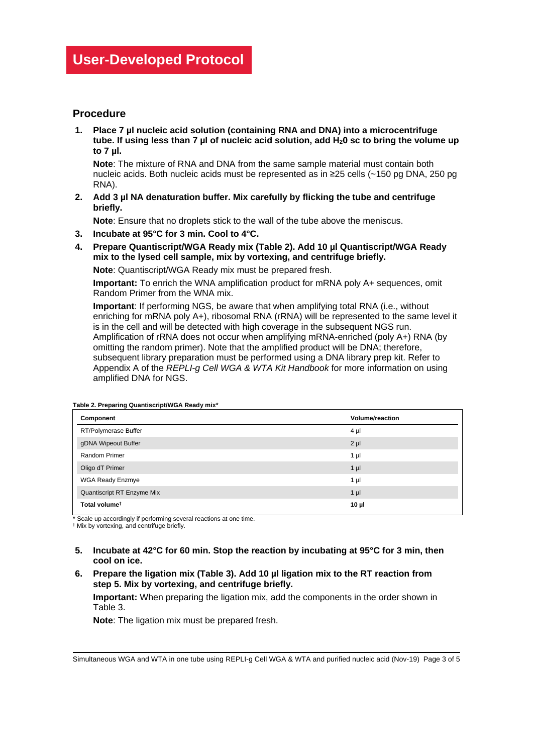# User-Developed Protocol

## Procedure

1. **Place 7 µl nucleic acid solution (containing RNA and DNA) into a microcentrifuge tube. If using less than 7 µl of nucleic acid solution, add $H_20$ sc to bring the volume up to 7 µl.**

   **Note**: The mixture of RNA and DNA from the same sample material must contain both nucleic acids. Both nucleic acids must be represented as in ≥25 cells (~150 pg DNA, 250 pg RNA).

2. **Add 3 µl NA denaturation buffer. Mix carefully by flicking the tube and centrifuge briefly.**

   **Note**: Ensure that no droplets stick to the wall of the tube above the meniscus.

3. **Incubate at 95°C for 3 min. Cool to 4°C.**

4. **Prepare Quantiscript/WGA Ready mix (Table 2). Add 10 µl Quantiscript/WGA Ready mix to the lysed cell sample, mix by vortexing, and centrifuge briefly.**

   **Note**: Quantiscript/WGA Ready mix must be prepared fresh.

   **Important:** To enrich the WNA amplification product for mRNA poly A+ sequences, omit Random Primer from the WNA mix.

   **Important**: If performing NGS, be aware that when amplifying total RNA (i.e., without enriching for mRNA poly A+), ribosomal RNA (rRNA) will be represented to the same level it is in the cell and will be detected with high coverage in the subsequent NGS run. Amplification of rRNA does not occur when amplifying mRNA-enriched (poly A+) RNA (by omitting the random primer). Note that the amplified product will be DNA; therefore, subsequent library preparation must be performed using a DNA library prep kit. Refer to Appendix A of the *REPLI-g Cell WGA & WTA Kit Handbook* for more information on using amplified DNA for NGS.

**Table 2. Preparing Quantiscript/WGA Ready mix***

| Component | Volume/reaction |
|---|---|
| RT/Polymerase Buffer | 4 µl |
| gDNA Wipeout Buffer | 2 µl |
| Random Primer | 1 µl |
| Oligo dT Primer | 1 µl |
| WGA Ready Enzmye | 1 µl |
| Quantiscript RT Enzyme Mix | 1 µl |
| **Total volume†** | **10 µl** |

\* Scale up accordingly if performing several reactions at one time.
† Mix by vortexing, and centrifuge briefly.

5. **Incubate at 42°C for 60 min. Stop the reaction by incubating at 95°C for 3 min, then cool on ice.**

6. **Prepare the ligation mix (Table 3). Add 10 µl ligation mix to the RT reaction from step 5. Mix by vortexing, and centrifuge briefly.**

   **Important:** When preparing the ligation mix, add the components in the order shown in Table 3.

   **Note**: The ligation mix must be prepared fresh.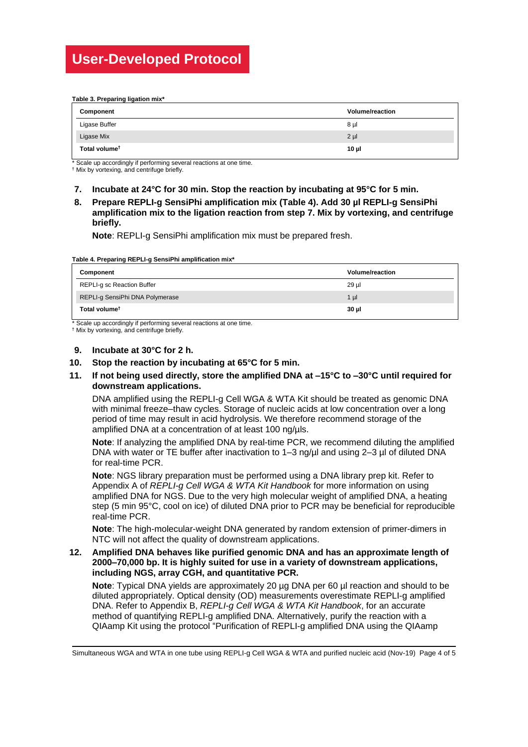# User-Developed Protocol

**Table 3. Preparing ligation mix***

| Component | Volume/reaction |
|---|---|
| Ligase Buffer | 8 µl |
| Ligase Mix | 2 µl |
| **Total volume†** | **10 µl** |

\* Scale up accordingly if performing several reactions at one time.
† Mix by vortexing, and centrifuge briefly.

7. **Incubate at 24°C for 30 min. Stop the reaction by incubating at 95°C for 5 min.**
8. **Prepare REPLI-g SensiPhi amplification mix (Table 4). Add 30 µl REPLI-g SensiPhi amplification mix to the ligation reaction from step 7. Mix by vortexing, and centrifuge briefly.**

   **Note**: REPLI-g SensiPhi amplification mix must be prepared fresh.

**Table 4. Preparing REPLI-g SensiPhi amplification mix***

| Component | Volume/reaction |
|---|---|
| REPLI-g sc Reaction Buffer | 29 µl |
| REPLI-g SensiPhi DNA Polymerase | 1 µl |
| **Total volume†** | **30 µl** |

\* Scale up accordingly if performing several reactions at one time.
† Mix by vortexing, and centrifuge briefly.

9. **Incubate at 30°C for 2 h.**
10. **Stop the reaction by incubating at 65°C for 5 min.**
11. **If not being used directly, store the amplified DNA at –15°C to –30°C until required for downstream applications.**

    DNA amplified using the REPLI-g Cell WGA & WTA Kit should be treated as genomic DNA with minimal freeze–thaw cycles. Storage of nucleic acids at low concentration over a long period of time may result in acid hydrolysis. We therefore recommend storage of the amplified DNA at a concentration of at least 100 ng/µls.

    **Note**: If analyzing the amplified DNA by real-time PCR, we recommend diluting the amplified DNA with water or TE buffer after inactivation to 1–3 ng/µl and using 2–3 µl of diluted DNA for real-time PCR.

    **Note**: NGS library preparation must be performed using a DNA library prep kit. Refer to Appendix A of *REPLI-g Cell WGA & WTA Kit Handbook* for more information on using amplified DNA for NGS. Due to the very high molecular weight of amplified DNA, a heating step (5 min 95°C, cool on ice) of diluted DNA prior to PCR may be beneficial for reproducible real-time PCR.

    **Note**: The high-molecular-weight DNA generated by random extension of primer-dimers in NTC will not affect the quality of downstream applications.

12. **Amplified DNA behaves like purified genomic DNA and has an approximate length of 2000–70,000 bp. It is highly suited for use in a variety of downstream applications, including NGS, array CGH, and quantitative PCR.**

    **Note**: Typical DNA yields are approximately 20 µg DNA per 60 µl reaction and should to be diluted appropriately. Optical density (OD) measurements overestimate REPLI-g amplified DNA. Refer to Appendix B, *REPLI-g Cell WGA & WTA Kit Handbook*, for an accurate method of quantifying REPLI-g amplified DNA. Alternatively, purify the reaction with a QIAamp Kit using the protocol "Purification of REPLI-g amplified DNA using the QIAamp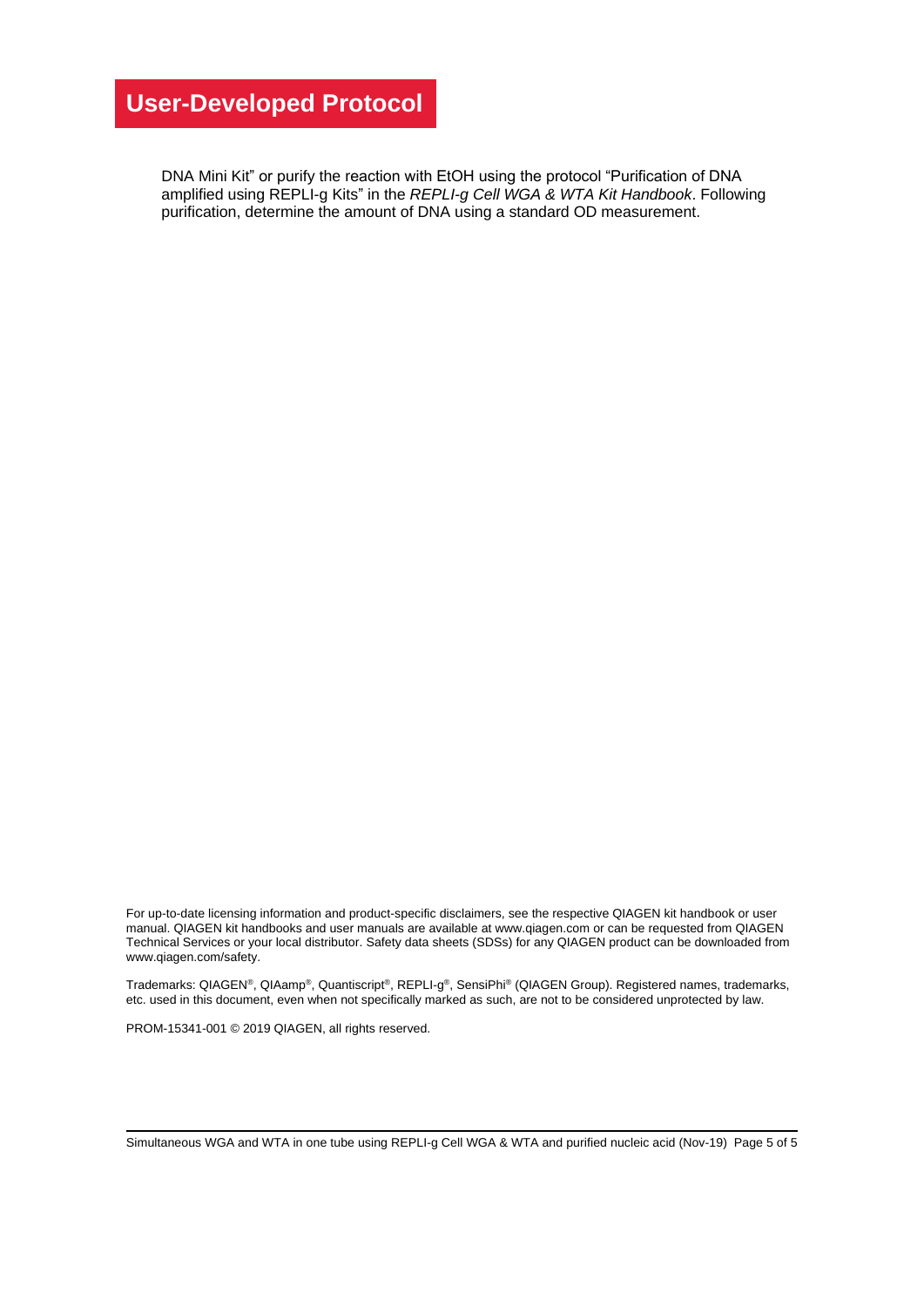DNA Mini Kit" or purify the reaction with EtOH using the protocol "Purification of DNA amplified using REPLI-g Kits" in the *REPLI-g Cell WGA & WTA Kit Handbook*. Following purification, determine the amount of DNA using a standard OD measurement.

For up-to-date licensing information and product-specific disclaimers, see the respective QIAGEN kit handbook or user manual. QIAGEN kit handbooks and user manuals are available at www.qiagen.com or can be requested from QIAGEN Technical Services or your local distributor. Safety data sheets (SDSs) for any QIAGEN product can be downloaded from www.qiagen.com/safety.

Trademarks: QIAGEN®, QIAamp®, Quantiscript®, REPLI-g®, SensiPhi® (QIAGEN Group). Registered names, trademarks, etc. used in this document, even when not specifically marked as such, are not to be considered unprotected by law.

PROM-15341-001 © 2019 QIAGEN, all rights reserved.